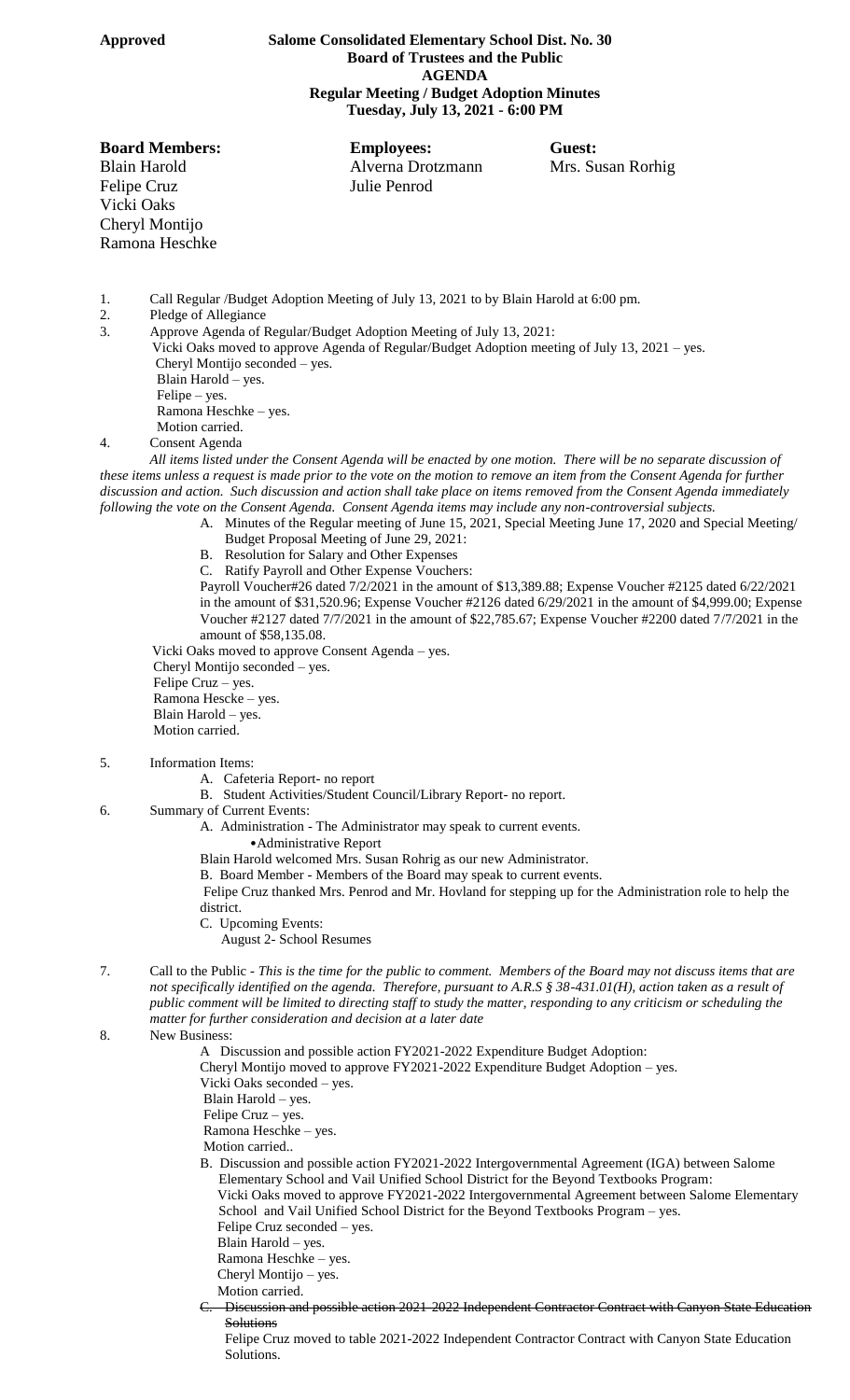**Approved** **Salome Consolidated Elementary School Dist. No. 30**

**Board of Trustees and the Public**

**AGENDA**

**Regular Meeting / Budget Adoption Minutes**

**Tuesday, July 13, 2021 - 6:00 PM**

| **Board Members:** | **Employees:** | **Guest:** |
|---|---|---|
| Blain Harold | Alverna Drotzmann | Mrs. Susan Rorhig |
| Felipe Cruz | Julie Penrod | |
| Vicki Oaks | | |
| Cheryl Montijo | | |
| Ramona Heschke | | |

1. Call Regular /Budget Adoption Meeting of July 13, 2021 to by Blain Harold at 6:00 pm.
2. Pledge of Allegiance
3. Approve Agenda of Regular/Budget Adoption Meeting of July 13, 2021:
   Vicki Oaks moved to approve Agenda of Regular/Budget Adoption meeting of July 13, 2021 – yes.
   Cheryl Montijo seconded – yes.
   Blain Harold – yes.
   Felipe – yes.
   Ramona Heschke – yes.
   Motion carried.
4. Consent Agenda
   *All items listed under the Consent Agenda will be enacted by one motion. There will be no separate discussion of these items unless a request is made prior to the vote on the motion to remove an item from the Consent Agenda for further discussion and action. Such discussion and action shall take place on items removed from the Consent Agenda immediately following the vote on the Consent Agenda. Consent Agenda items may include any non-controversial subjects.*
   A. Minutes of the Regular meeting of June 15, 2021, Special Meeting June 17, 2020 and Special Meeting/ Budget Proposal Meeting of June 29, 2021:
   B. Resolution for Salary and Other Expenses
   C. Ratify Payroll and Other Expense Vouchers:
   Payroll Voucher#26 dated 7/2/2021 in the amount of $13,389.88; Expense Voucher #2125 dated 6/22/2021 in the amount of $31,520.96; Expense Voucher #2126 dated 6/29/2021 in the amount of $4,999.00; Expense Voucher #2127 dated 7/7/2021 in the amount of $22,785.67; Expense Voucher #2200 dated 7/7/2021 in the amount of $58,135.08.
   Vicki Oaks moved to approve Consent Agenda – yes.
   Cheryl Montijo seconded – yes.
   Felipe Cruz – yes.
   Ramona Hescke – yes.
   Blain Harold – yes.
   Motion carried.
5. Information Items:
   A. Cafeteria Report- no report
   B. Student Activities/Student Council/Library Report- no report.
6. Summary of Current Events:
   A. Administration - The Administrator may speak to current events.
   - Administrative Report
   Blain Harold welcomed Mrs. Susan Rohrig as our new Administrator.
   B. Board Member - Members of the Board may speak to current events.
   Felipe Cruz thanked Mrs. Penrod and Mr. Hovland for stepping up for the Administration role to help the district.
   C. Upcoming Events:
   August 2- School Resumes
7. Call to the Public - *This is the time for the public to comment. Members of the Board may not discuss items that are not specifically identified on the agenda. Therefore, pursuant to A.R.S § 38-431.01(H), action taken as a result of public comment will be limited to directing staff to study the matter, responding to any criticism or scheduling the matter for further consideration and decision at a later date*
8. New Business:
   A Discussion and possible action FY2021-2022 Expenditure Budget Adoption:
   Cheryl Montijo moved to approve FY2021-2022 Expenditure Budget Adoption – yes.
   Vicki Oaks seconded – yes.
   Blain Harold – yes.
   Felipe Cruz – yes.
   Ramona Heschke – yes.
   Motion carried..
   B. Discussion and possible action FY2021-2022 Intergovernmental Agreement (IGA) between Salome Elementary School and Vail Unified School District for the Beyond Textbooks Program:
   Vicki Oaks moved to approve FY2021-2022 Intergovernmental Agreement between Salome Elementary School and Vail Unified School District for the Beyond Textbooks Program – yes.
   Felipe Cruz seconded – yes.
   Blain Harold – yes.
   Ramona Heschke – yes.
   Cheryl Montijo – yes.
   Motion carried.
   ~~C. Discussion and possible action 2021-2022 Independent Contractor Contract with Canyon State Education Solutions~~
   Felipe Cruz moved to table 2021-2022 Independent Contractor Contract with Canyon State Education Solutions.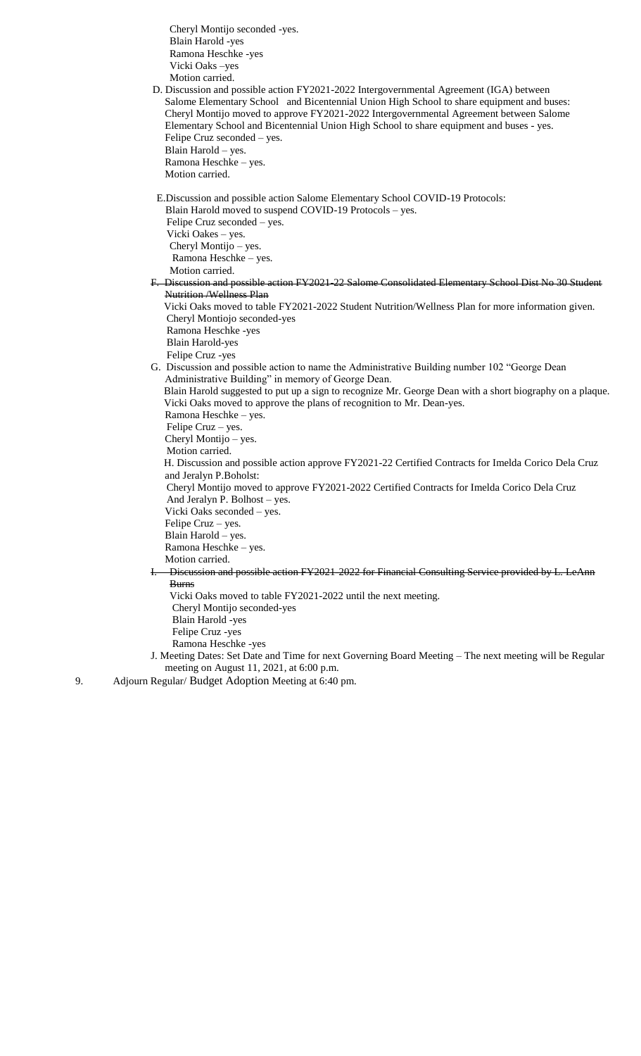Cheryl Montijo seconded -yes.
Blain Harold -yes
Ramona Heschke -yes
Vicki Oaks –yes
Motion carried.

D. Discussion and possible action FY2021-2022 Intergovernmental Agreement (IGA) between Salome Elementary School and Bicentennial Union High School to share equipment and buses:
Cheryl Montijo moved to approve FY2021-2022 Intergovernmental Agreement between Salome Elementary School and Bicentennial Union High School to share equipment and buses - yes.
Felipe Cruz seconded – yes.
Blain Harold – yes.
Ramona Heschke – yes.
Motion carried.

E. Discussion and possible action Salome Elementary School COVID-19 Protocols:
Blain Harold moved to suspend COVID-19 Protocols – yes.
Felipe Cruz seconded – yes.
Vicki Oakes – yes.
Cheryl Montijo – yes.
Ramona Heschke – yes.
Motion carried.

F. ~~Discussion and possible action FY2021-22 Salome Consolidated Elementary School Dist No 30 Student Nutrition /Wellness Plan~~
Vicki Oaks moved to table FY2021-2022 Student Nutrition/Wellness Plan for more information given.
Cheryl Montiojo seconded-yes
Ramona Heschke -yes
Blain Harold-yes
Felipe Cruz -yes

G. Discussion and possible action to name the Administrative Building number 102 "George Dean Administrative Building" in memory of George Dean.
Blain Harold suggested to put up a sign to recognize Mr. George Dean with a short biography on a plaque.
Vicki Oaks moved to approve the plans of recognition to Mr. Dean-yes.
Ramona Heschke – yes.
Felipe Cruz – yes.
Cheryl Montijo – yes.
Motion carried.

H. Discussion and possible action approve FY2021-22 Certified Contracts for Imelda Corico Dela Cruz and Jeralyn P.Boholst:
Cheryl Montijo moved to approve FY2021-2022 Certified Contracts for Imelda Corico Dela Cruz And Jeralyn P. Bolhost – yes.
Vicki Oaks seconded – yes.
Felipe Cruz – yes.
Blain Harold – yes.
Ramona Heschke – yes.
Motion carried.

I. ~~Discussion and possible action FY2021-2022 for Financial Consulting Service provided by L. LeAnn Burns~~
Vicki Oaks moved to table FY2021-2022 until the next meeting.
Cheryl Montijo seconded-yes
Blain Harold -yes
Felipe Cruz -yes
Ramona Heschke -yes

J. Meeting Dates: Set Date and Time for next Governing Board Meeting – The next meeting will be Regular meeting on August 11, 2021, at 6:00 p.m.

9. Adjourn Regular/ Budget Adoption Meeting at 6:40 pm.